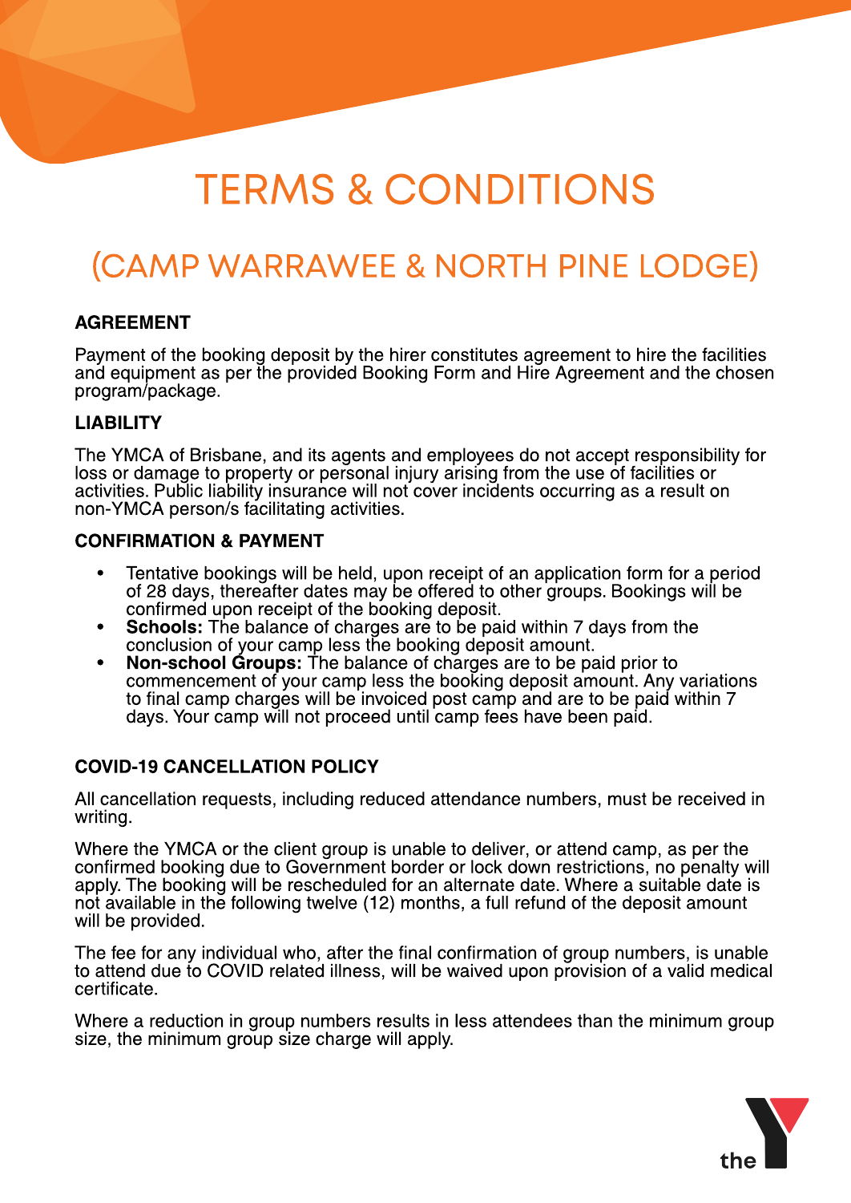# TERMS & CONDITIONS

## (CAMP WARRAWEE & NORTH PINE LODGE)

**AGREEMENT**

Payment of the booking deposit by the hirer constitutes agreement to hire the facilities and equipment as per the provided Booking Form and Hire Agreement and the chosen program/package.

**LIABILITY**

The YMCA of Brisbane, and its agents and employees do not accept responsibility for loss or damage to property or personal injury arising from the use of facilities or activities. Public liability insurance will not cover incidents occurring as a result on non-YMCA person/s facilitating activities.

**CONFIRMATION & PAYMENT**

- Tentative bookings will be held, upon receipt of an application form for a period of 28 days, thereafter dates may be offered to other groups. Bookings will be confirmed upon receipt of the booking deposit.
- **Schools:** The balance of charges are to be paid within 7 days from the conclusion of your camp less the booking deposit amount.
- **Non-school Groups:** The balance of charges are to be paid prior to commencement of your camp less the booking deposit amount. Any variations to final camp charges will be invoiced post camp and are to be paid within 7 days. Your camp will not proceed until camp fees have been paid.

**COVID-19 CANCELLATION POLICY**

All cancellation requests, including reduced attendance numbers, must be received in writing.

Where the YMCA or the client group is unable to deliver, or attend camp, as per the confirmed booking due to Government border or lock down restrictions, no penalty will apply. The booking will be rescheduled for an alternate date. Where a suitable date is not available in the following twelve (12) months, a full refund of the deposit amount will be provided.

The fee for any individual who, after the final confirmation of group numbers, is unable to attend due to COVID related illness, will be waived upon provision of a valid medical certificate.

Where a reduction in group numbers results in less attendees than the minimum group size, the minimum group size charge will apply.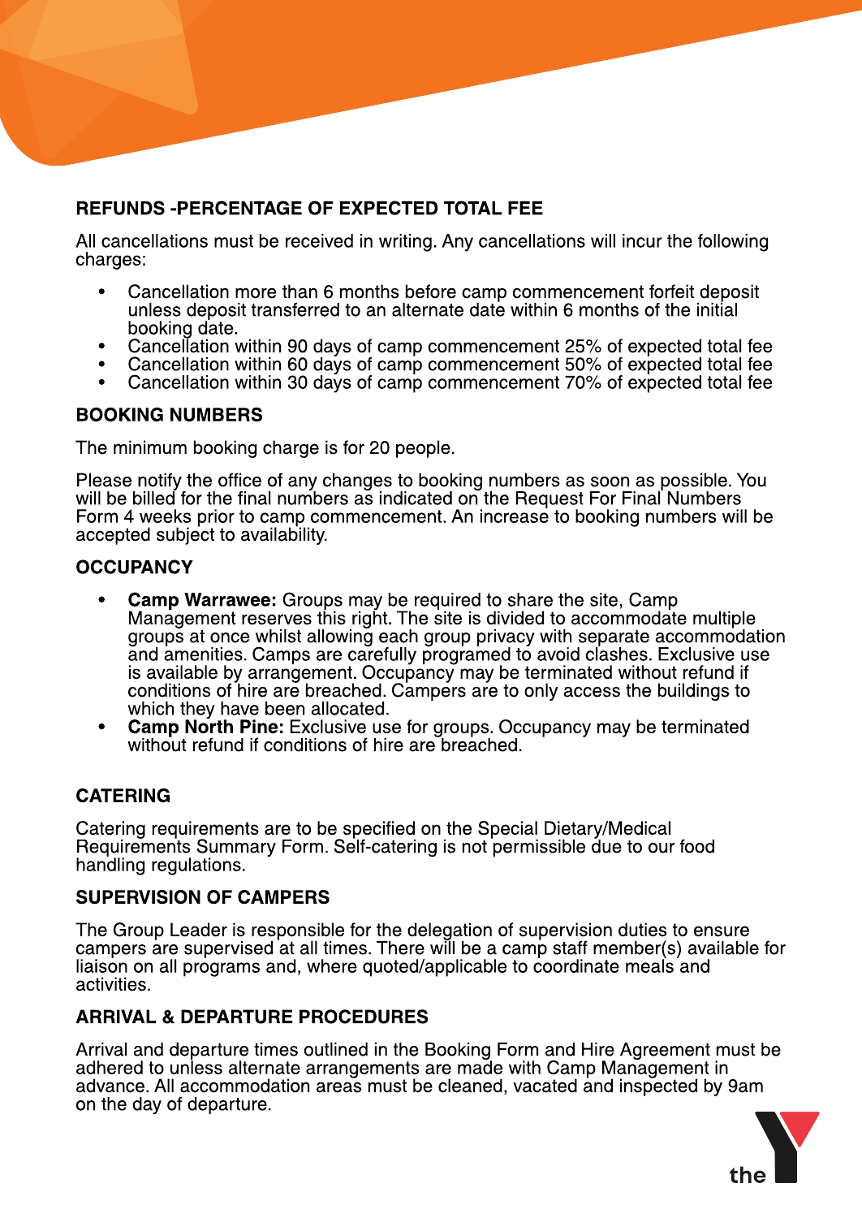## REFUNDS -PERCENTAGE OF EXPECTED TOTAL FEE

All cancellations must be received in writing. Any cancellations will incur the following charges:

- Cancellation more than 6 months before camp commencement forfeit deposit unless deposit transferred to an alternate date within 6 months of the initial booking date.
- Cancellation within 90 days of camp commencement 25% of expected total fee
- Cancellation within 60 days of camp commencement 50% of expected total fee
- Cancellation within 30 days of camp commencement 70% of expected total fee

## BOOKING NUMBERS

The minimum booking charge is for 20 people.

Please notify the office of any changes to booking numbers as soon as possible. You will be billed for the final numbers as indicated on the Request For Final Numbers Form 4 weeks prior to camp commencement. An increase to booking numbers will be accepted subject to availability.

## OCCUPANCY

- **Camp Warrawee:** Groups may be required to share the site, Camp Management reserves this right. The site is divided to accommodate multiple groups at once whilst allowing each group privacy with separate accommodation and amenities. Camps are carefully programed to avoid clashes. Exclusive use is available by arrangement. Occupancy may be terminated without refund if conditions of hire are breached. Campers are to only access the buildings to which they have been allocated.
- **Camp North Pine:** Exclusive use for groups. Occupancy may be terminated without refund if conditions of hire are breached.

## CATERING

Catering requirements are to be specified on the Special Dietary/Medical Requirements Summary Form. Self-catering is not permissible due to our food handling regulations.

## SUPERVISION OF CAMPERS

The Group Leader is responsible for the delegation of supervision duties to ensure campers are supervised at all times. There will be a camp staff member(s) available for liaison on all programs and, where quoted/applicable to coordinate meals and activities.

## ARRIVAL & DEPARTURE PROCEDURES

Arrival and departure times outlined in the Booking Form and Hire Agreement must be adhered to unless alternate arrangements are made with Camp Management in advance. All accommodation areas must be cleaned, vacated and inspected by 9am on the day of departure.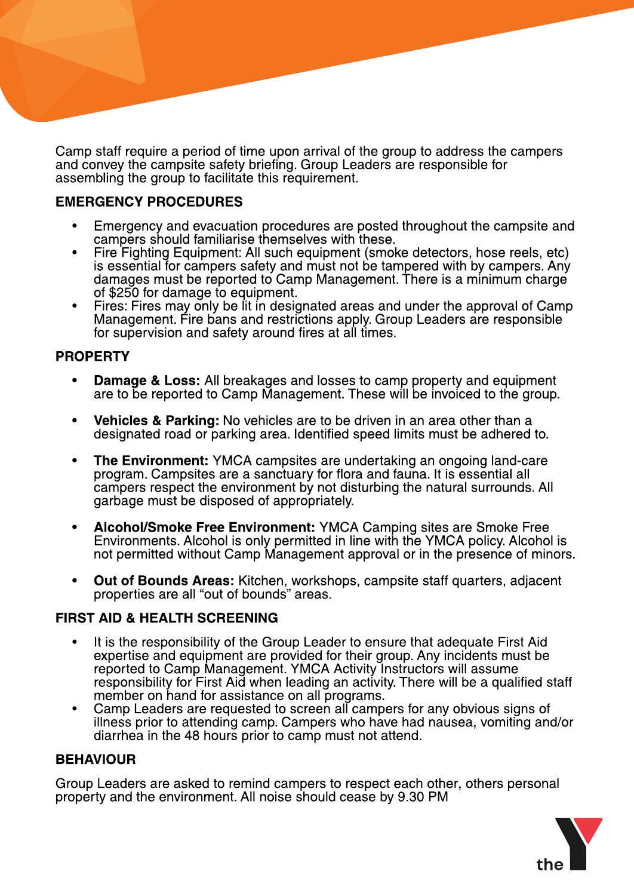Camp staff require a period of time upon arrival of the group to address the campers and convey the campsite safety briefing. Group Leaders are responsible for assembling the group to facilitate this requirement.

## EMERGENCY PROCEDURES

- Emergency and evacuation procedures are posted throughout the campsite and campers should familiarise themselves with these.
- Fire Fighting Equipment: All such equipment (smoke detectors, hose reels, etc) is essential for campers safety and must not be tampered with by campers. Any damages must be reported to Camp Management. There is a minimum charge of $250 for damage to equipment.
- Fires: Fires may only be lit in designated areas and under the approval of Camp Management. Fire bans and restrictions apply. Group Leaders are responsible for supervision and safety around fires at all times.

## PROPERTY

- **Damage & Loss:** All breakages and losses to camp property and equipment are to be reported to Camp Management. These will be invoiced to the group.
- **Vehicles & Parking:** No vehicles are to be driven in an area other than a designated road or parking area. Identified speed limits must be adhered to.
- **The Environment:** YMCA campsites are undertaking an ongoing land-care program. Campsites are a sanctuary for flora and fauna. It is essential all campers respect the environment by not disturbing the natural surrounds. All garbage must be disposed of appropriately.
- **Alcohol/Smoke Free Environment:** YMCA Camping sites are Smoke Free Environments. Alcohol is only permitted in line with the YMCA policy. Alcohol is not permitted without Camp Management approval or in the presence of minors.
- **Out of Bounds Areas:** Kitchen, workshops, campsite staff quarters, adjacent properties are all “out of bounds” areas.

## FIRST AID & HEALTH SCREENING

- It is the responsibility of the Group Leader to ensure that adequate First Aid expertise and equipment are provided for their group. Any incidents must be reported to Camp Management. YMCA Activity Instructors will assume responsibility for First Aid when leading an activity. There will be a qualified staff member on hand for assistance on all programs.
- Camp Leaders are requested to screen all campers for any obvious signs of illness prior to attending camp. Campers who have had nausea, vomiting and/or diarrhea in the 48 hours prior to camp must not attend.

## BEHAVIOUR

Group Leaders are asked to remind campers to respect each other, others personal property and the environment. All noise should cease by 9.30 PM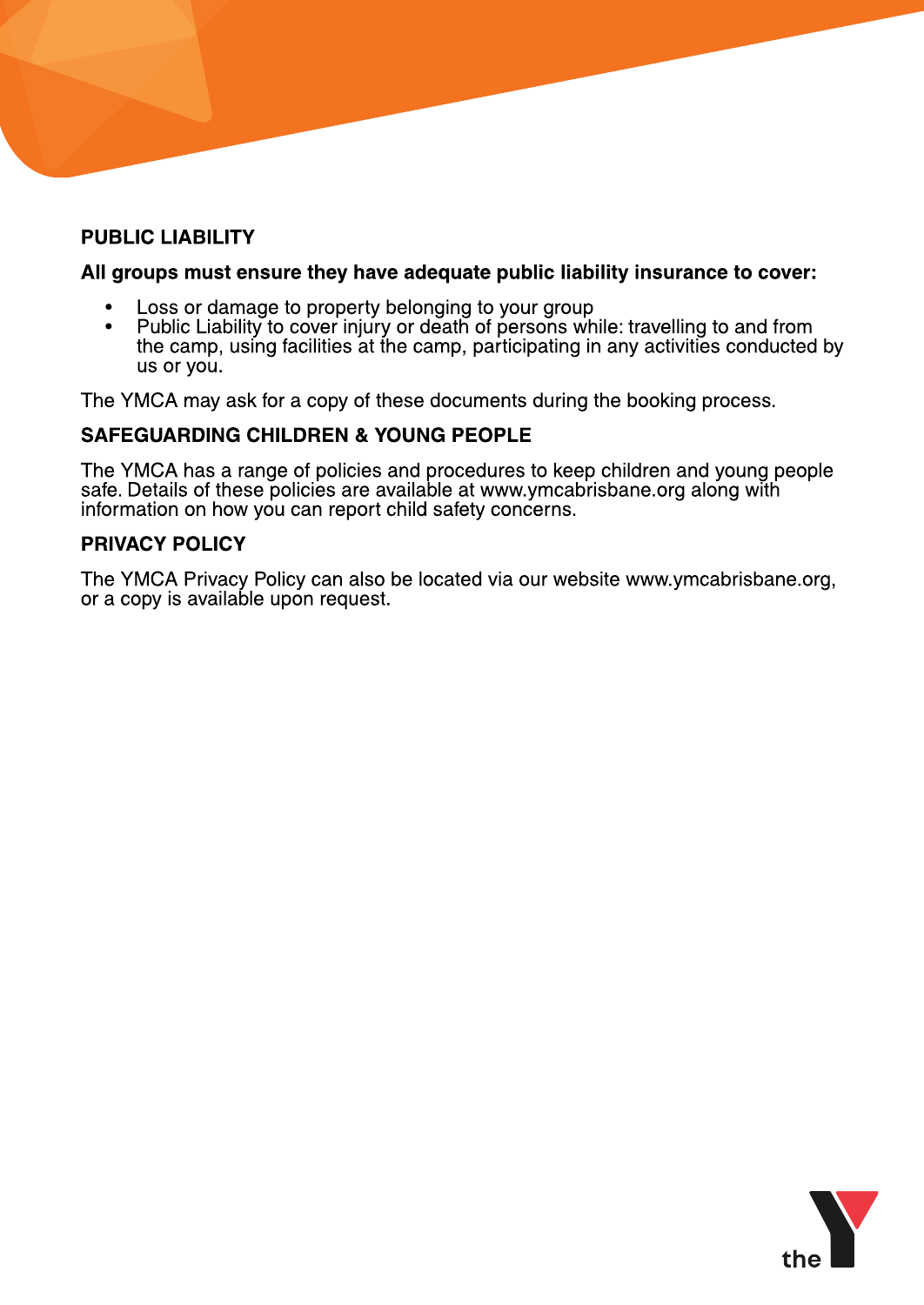## PUBLIC LIABILITY

**All groups must ensure they have adequate public liability insurance to cover:**

- Loss or damage to property belonging to your group
- Public Liability to cover injury or death of persons while: travelling to and from the camp, using facilities at the camp, participating in any activities conducted by us or you.

The YMCA may ask for a copy of these documents during the booking process.

## SAFEGUARDING CHILDREN & YOUNG PEOPLE

The YMCA has a range of policies and procedures to keep children and young people safe. Details of these policies are available at www.ymcabrisbane.org along with information on how you can report child safety concerns.

## PRIVACY POLICY

The YMCA Privacy Policy can also be located via our website www.ymcabrisbane.org, or a copy is available upon request.